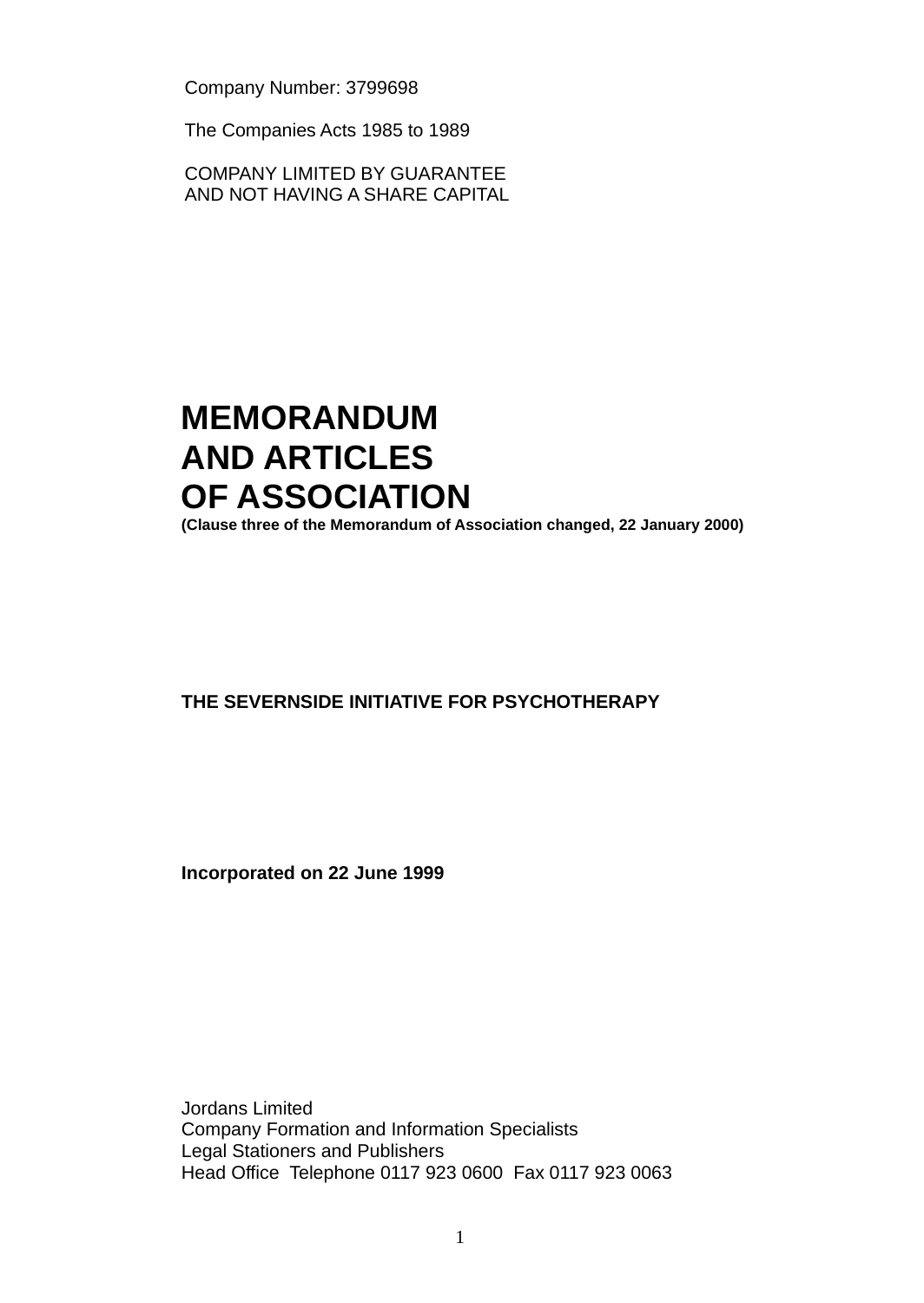Company Number: 3799698

The Companies Acts 1985 to 1989

COMPANY LIMITED BY GUARANTEE
AND NOT HAVING A SHARE CAPITAL

# MEMORANDUM AND ARTICLES OF ASSOCIATION

**(Clause three of the Memorandum of Association changed, 22 January 2000)**

**THE SEVERNSIDE INITIATIVE FOR PSYCHOTHERAPY**

**Incorporated on 22 June 1999**

Jordans Limited
Company Formation and Information Specialists
Legal Stationers and Publishers
Head Office Telephone 0117 923 0600 Fax 0117 923 0063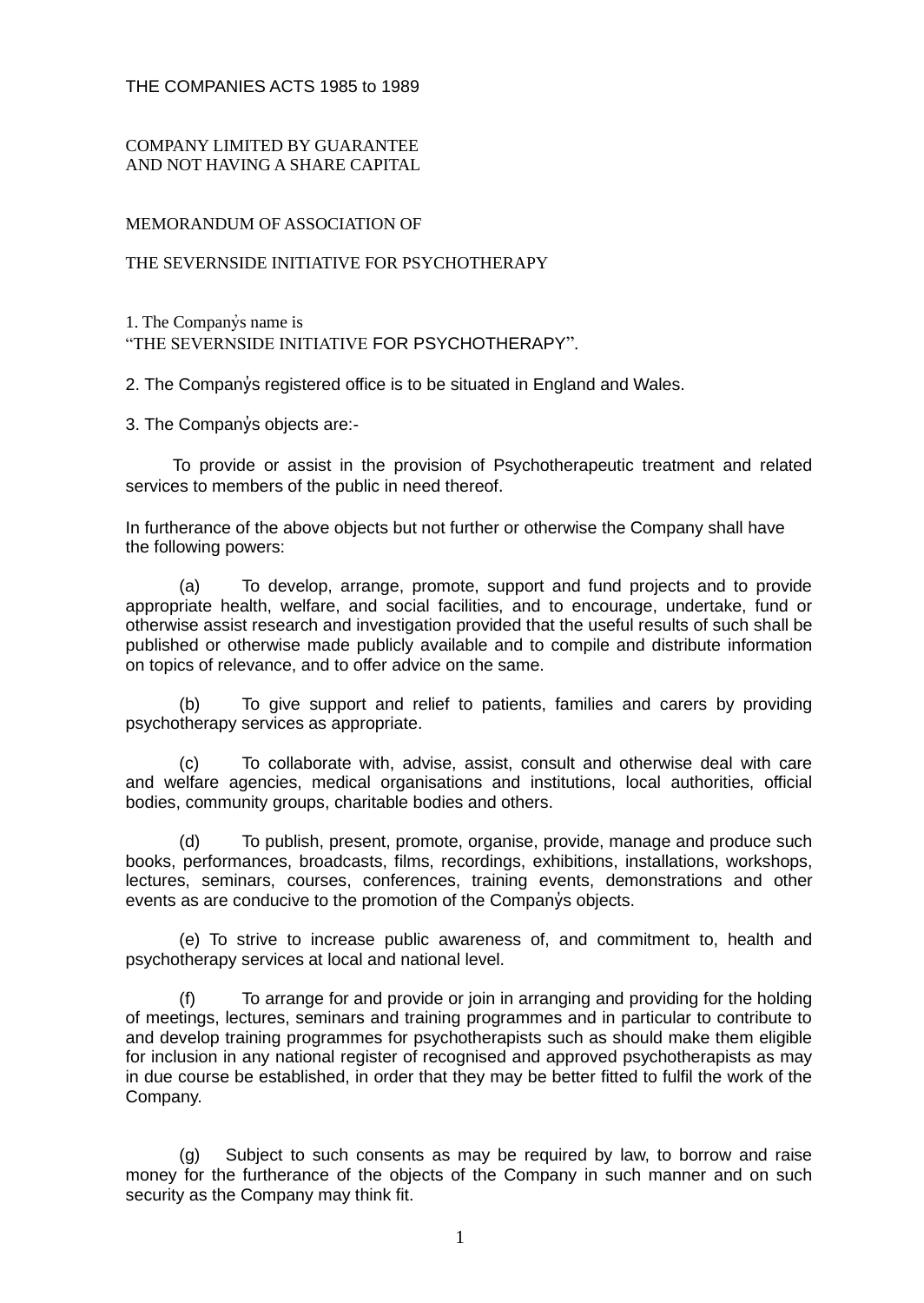THE COMPANIES ACTS 1985 to 1989

COMPANY LIMITED BY GUARANTEE
AND NOT HAVING A SHARE CAPITAL

MEMORANDUM OF ASSOCIATION OF

THE SEVERNSIDE INITIATIVE FOR PSYCHOTHERAPY

1. The Company's name is
"THE SEVERNSIDE INITIATIVE FOR PSYCHOTHERAPY".

2. The Company's registered office is to be situated in England and Wales.

3. The Company's objects are:-

To provide or assist in the provision of Psychotherapeutic treatment and related services to members of the public in need thereof.

In furtherance of the above objects but not further or otherwise the Company shall have the following powers:

(a) To develop, arrange, promote, support and fund projects and to provide appropriate health, welfare, and social facilities, and to encourage, undertake, fund or otherwise assist research and investigation provided that the useful results of such shall be published or otherwise made publicly available and to compile and distribute information on topics of relevance, and to offer advice on the same.

(b) To give support and relief to patients, families and carers by providing psychotherapy services as appropriate.

(c) To collaborate with, advise, assist, consult and otherwise deal with care and welfare agencies, medical organisations and institutions, local authorities, official bodies, community groups, charitable bodies and others.

(d) To publish, present, promote, organise, provide, manage and produce such books, performances, broadcasts, films, recordings, exhibitions, installations, workshops, lectures, seminars, courses, conferences, training events, demonstrations and other events as are conducive to the promotion of the Company's objects.

(e) To strive to increase public awareness of, and commitment to, health and psychotherapy services at local and national level.

(f) To arrange for and provide or join in arranging and providing for the holding of meetings, lectures, seminars and training programmes and in particular to contribute to and develop training programmes for psychotherapists such as should make them eligible for inclusion in any national register of recognised and approved psychotherapists as may in due course be established, in order that they may be better fitted to fulfil the work of the Company.

(g) Subject to such consents as may be required by law, to borrow and raise money for the furtherance of the objects of the Company in such manner and on such security as the Company may think fit.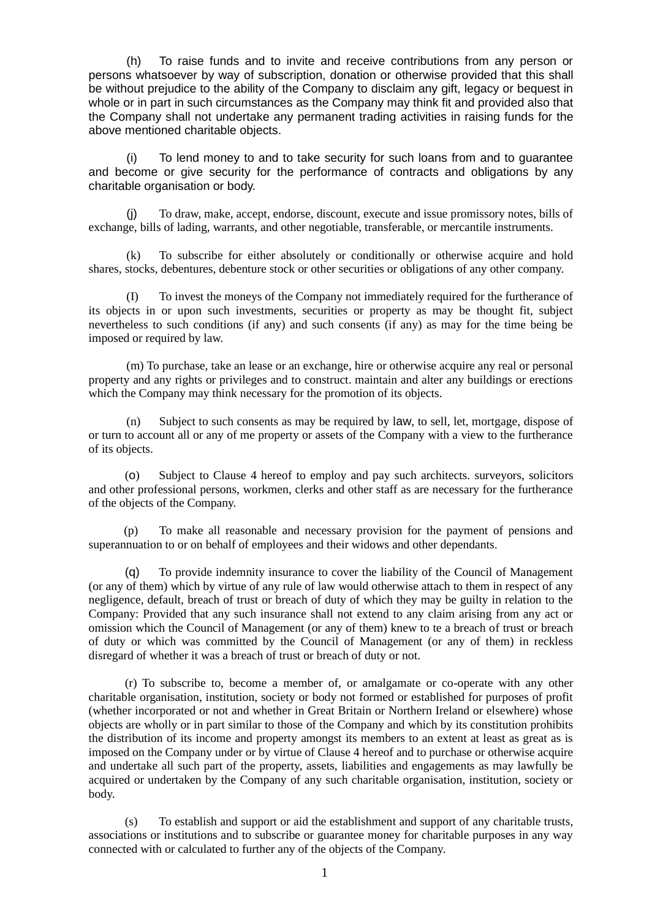(h) To raise funds and to invite and receive contributions from any person or persons whatsoever by way of subscription, donation or otherwise provided that this shall be without prejudice to the ability of the Company to disclaim any gift, legacy or bequest in whole or in part in such circumstances as the Company may think fit and provided also that the Company shall not undertake any permanent trading activities in raising funds for the above mentioned charitable objects.

(i) To lend money to and to take security for such loans from and to guarantee and become or give security for the performance of contracts and obligations by any charitable organisation or body.

(j) To draw, make, accept, endorse, discount, execute and issue promissory notes, bills of exchange, bills of lading, warrants, and other negotiable, transferable, or mercantile instruments.

(k) To subscribe for either absolutely or conditionally or otherwise acquire and hold shares, stocks, debentures, debenture stock or other securities or obligations of any other company.

(I) To invest the moneys of the Company not immediately required for the furtherance of its objects in or upon such investments, securities or property as may be thought fit, subject nevertheless to such conditions (if any) and such consents (if any) as may for the time being be imposed or required by law.

(m) To purchase, take an lease or an exchange, hire or otherwise acquire any real or personal property and any rights or privileges and to construct. maintain and alter any buildings or erections which the Company may think necessary for the promotion of its objects.

(n) Subject to such consents as may be required by law, to sell, let, mortgage, dispose of or turn to account all or any of me property or assets of the Company with a view to the furtherance of its objects.

(o) Subject to Clause 4 hereof to employ and pay such architects. surveyors, solicitors and other professional persons, workmen, clerks and other staff as are necessary for the furtherance of the objects of the Company.

(p) To make all reasonable and necessary provision for the payment of pensions and superannuation to or on behalf of employees and their widows and other dependants.

(q) To provide indemnity insurance to cover the liability of the Council of Management (or any of them) which by virtue of any rule of law would otherwise attach to them in respect of any negligence, default, breach of trust or breach of duty of which they may be guilty in relation to the Company: Provided that any such insurance shall not extend to any claim arising from any act or omission which the Council of Management (or any of them) knew to te a breach of trust or breach of duty or which was committed by the Council of Management (or any of them) in reckless disregard of whether it was a breach of trust or breach of duty or not.

(r) To subscribe to, become a member of, or amalgamate or co-operate with any other charitable organisation, institution, society or body not formed or established for purposes of profit (whether incorporated or not and whether in Great Britain or Northern Ireland or elsewhere) whose objects are wholly or in part similar to those of the Company and which by its constitution prohibits the distribution of its income and property amongst its members to an extent at least as great as is imposed on the Company under or by virtue of Clause 4 hereof and to purchase or otherwise acquire and undertake all such part of the property, assets, liabilities and engagements as may lawfully be acquired or undertaken by the Company of any such charitable organisation, institution, society or body.

(s) To establish and support or aid the establishment and support of any charitable trusts, associations or institutions and to subscribe or guarantee money for charitable purposes in any way connected with or calculated to further any of the objects of the Company.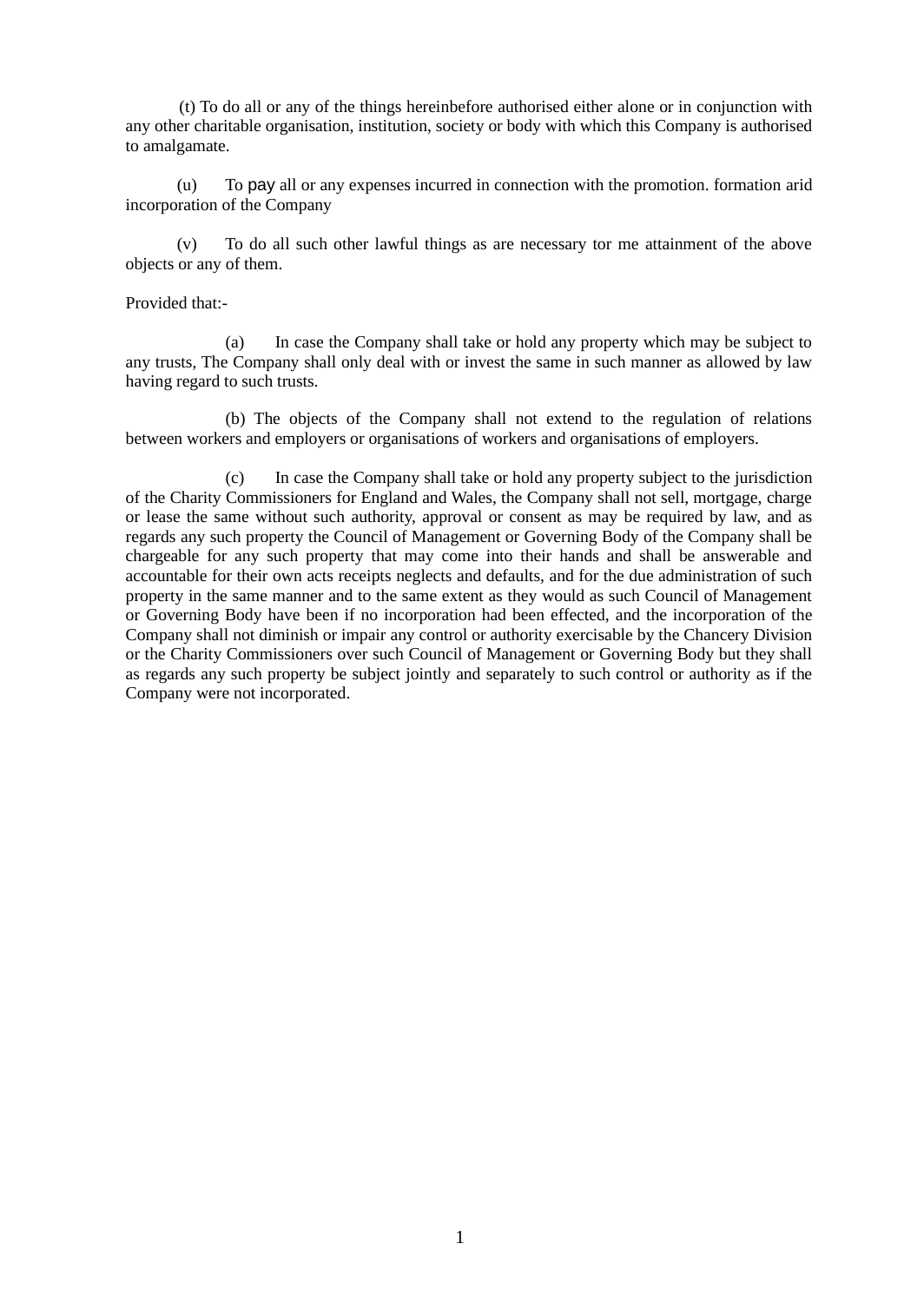(t) To do all or any of the things hereinbefore authorised either alone or in conjunction with any other charitable organisation, institution, society or body with which this Company is authorised to amalgamate.

(u) To pay all or any expenses incurred in connection with the promotion. formation arid incorporation of the Company

(v) To do all such other lawful things as are necessary tor me attainment of the above objects or any of them.

Provided that:-

(a) In case the Company shall take or hold any property which may be subject to any trusts, The Company shall only deal with or invest the same in such manner as allowed by law having regard to such trusts.

(b) The objects of the Company shall not extend to the regulation of relations between workers and employers or organisations of workers and organisations of employers.

(c) In case the Company shall take or hold any property subject to the jurisdiction of the Charity Commissioners for England and Wales, the Company shall not sell, mortgage, charge or lease the same without such authority, approval or consent as may be required by law, and as regards any such property the Council of Management or Governing Body of the Company shall be chargeable for any such property that may come into their hands and shall be answerable and accountable for their own acts receipts neglects and defaults, and for the due administration of such property in the same manner and to the same extent as they would as such Council of Management or Governing Body have been if no incorporation had been effected, and the incorporation of the Company shall not diminish or impair any control or authority exercisable by the Chancery Division or the Charity Commissioners over such Council of Management or Governing Body but they shall as regards any such property be subject jointly and separately to such control or authority as if the Company were not incorporated.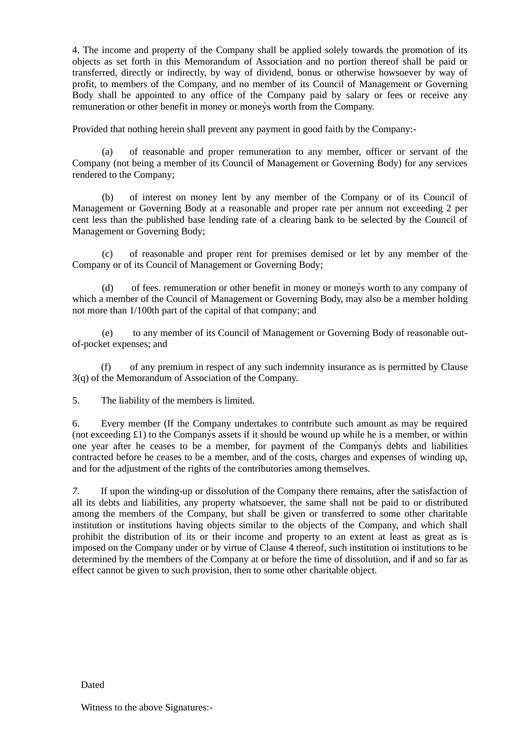4. The income and property of the Company shall be applied solely towards the promotion of its objects as set forth in this Memorandum of Association and no portion thereof shall be paid or transferred, directly or indirectly, by way of dividend, bonus or otherwise howsoever by way of profit, to members of the Company, and no member of its Council of Management or Governing Body shall be appointed to any office of the Company paid by salary or fees or receive any remuneration or other benefit in money or money's worth from the Company.

Provided that nothing herein shall prevent any payment in good faith by the Company:-

(a) of reasonable and proper remuneration to any member, officer or servant of the Company (not being a member of its Council of Management or Governing Body) for any services rendered to the Company;

(b) of interest on money lent by any member of the Company or of its Council of Management or Governing Body at a reasonable and proper rate per annum not exceeding 2 per cent less than the published base lending rate of a clearing bank to be selected by the Council of Management or Governing Body;

(c) of reasonable and proper rent for premises demised or let by any member of the Company or of its Council of Management or Governing Body;

(d) of fees. remuneration or other benefit in money or money's worth to any company of which a member of the Council of Management or Governing Body, may also be a member holding not more than 1/100th part of the capital of that company; and

(e) to any member of its Council of Management or Governing Body of reasonable out-of-pocket expenses; and

(f) of any premium in respect of any such indemnity insurance as is permitted by Clause 3(q) of the Memorandum of Association of the Company.

5. The liability of the members is limited.

6. Every member (If the Company undertakes to contribute such amount as may be required (not exceeding £1) to the Company's assets if it should be wound up while he is a member, or within one year after he ceases to be a member, for payment of the Company's debts and liabilities contracted before he ceases to be a member, and of the costs, charges and expenses of winding up, and for the adjustment of the rights of the contributories among themselves.

*7.* If upon the winding-up or dissolution of the Company there remains, after the satisfaction of all its debts and liabilities, any property whatsoever, the same shall not be paid to or distributed among the members of the Company, but shall be given or transferred to some other charitable institution or institutions having objects similar to the objects of the Company, and which shall prohibit the distribution of its or their income and property to an extent at least as great as is imposed on the Company under or by virtue of Clause 4 thereof, such institution oi institutions to be determined by the members of the Company at or before the time of dissolution, and if and so far as effect cannot be given to such provision, then to some other charitable object.

Dated

Witness to the above Signatures:-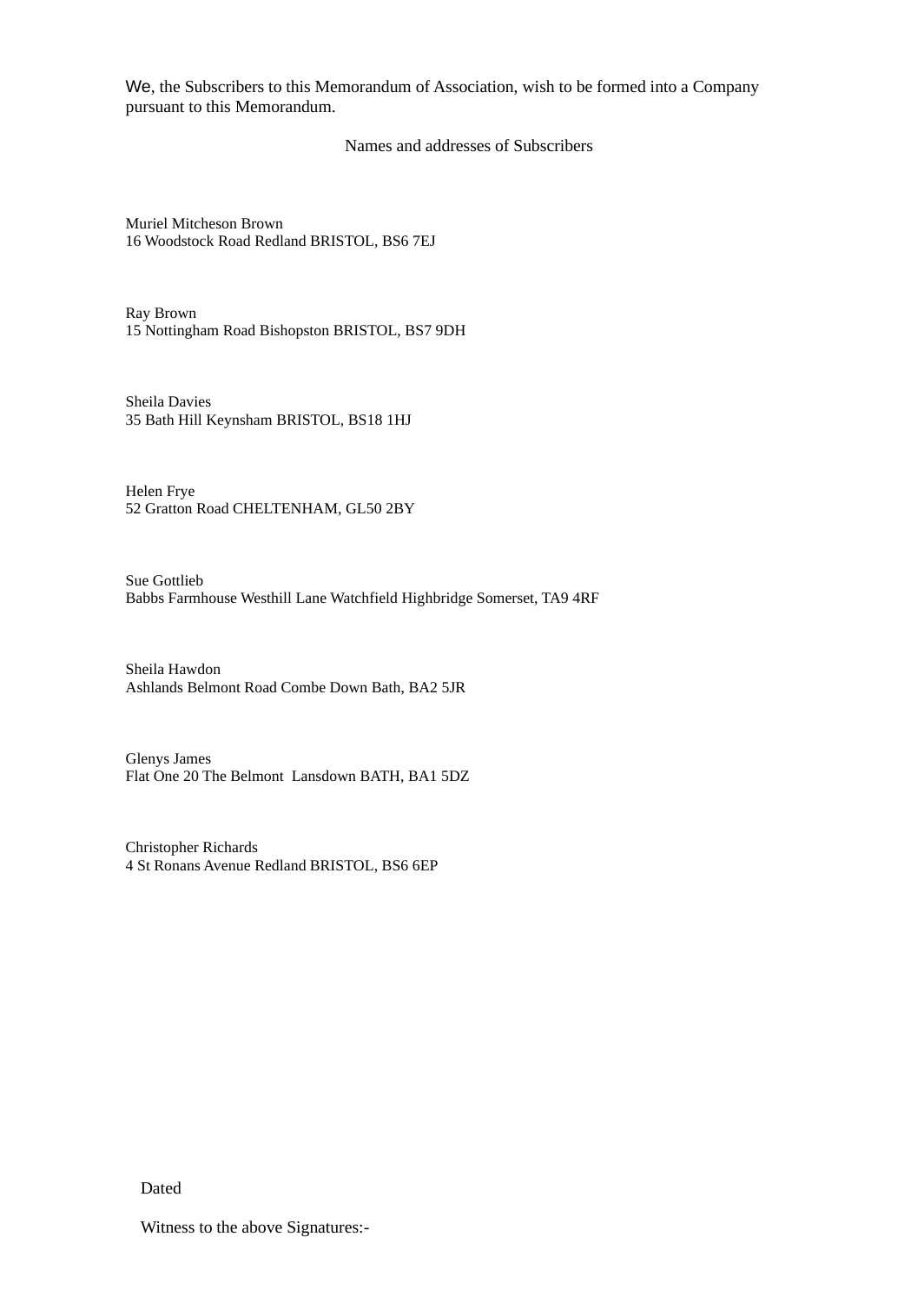We, the Subscribers to this Memorandum of Association, wish to be formed into a Company pursuant to this Memorandum.

Names and addresses of Subscribers

Muriel Mitcheson Brown
16 Woodstock Road Redland BRISTOL, BS6 7EJ

Ray Brown
15 Nottingham Road Bishopston BRISTOL, BS7 9DH

Sheila Davies
35 Bath Hill Keynsham BRISTOL, BS18 1HJ

Helen Frye
52 Gratton Road CHELTENHAM, GL50 2BY

Sue Gottlieb
Babbs Farmhouse Westhill Lane Watchfield Highbridge Somerset, TA9 4RF

Sheila Hawdon
Ashlands Belmont Road Combe Down Bath, BA2 5JR

Glenys James
Flat One 20 The Belmont Lansdown BATH, BA1 5DZ

Christopher Richards
4 St Ronans Avenue Redland BRISTOL, BS6 6EP

Dated

Witness to the above Signatures:-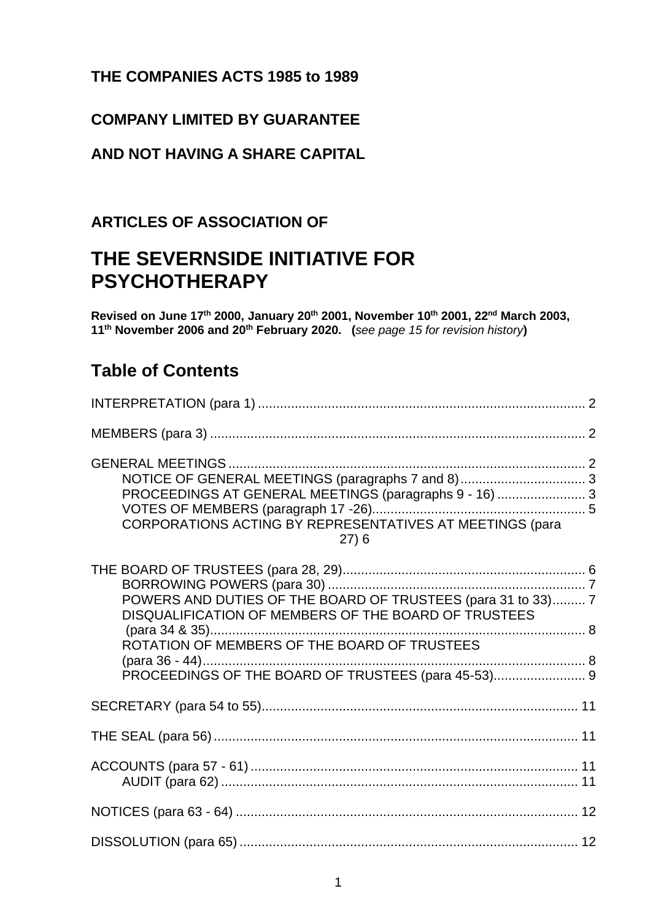**THE COMPANIES ACTS 1985 to 1989**

**COMPANY LIMITED BY GUARANTEE**

**AND NOT HAVING A SHARE CAPITAL**

**ARTICLES OF ASSOCIATION OF**

# THE SEVERNSIDE INITIATIVE FOR PSYCHOTHERAPY

**Revised on June 17th 2000, January 20th 2001, November 10th 2001, 22nd March 2003, 11th November 2006 and 20th February 2020. (*see page 15 for revision history*)**

## Table of Contents

INTERPRETATION (para 1) ..... 2

MEMBERS (para 3) ..... 2

GENERAL MEETINGS ..... 2
- NOTICE OF GENERAL MEETINGS (paragraphs 7 and 8) ..... 3
- PROCEEDINGS AT GENERAL MEETINGS (paragraphs 9 - 16) ..... 3
- VOTES OF MEMBERS (paragraph 17 -26) ..... 5
- CORPORATIONS ACTING BY REPRESENTATIVES AT MEETINGS (para 27) 6

THE BOARD OF TRUSTEES (para 28, 29) ..... 6
- BORROWING POWERS (para 30) ..... 7
- POWERS AND DUTIES OF THE BOARD OF TRUSTEES (para 31 to 33) ..... 7
- DISQUALIFICATION OF MEMBERS OF THE BOARD OF TRUSTEES (para 34 & 35) ..... 8
- ROTATION OF MEMBERS OF THE BOARD OF TRUSTEES (para 36 - 44) ..... 8
- PROCEEDINGS OF THE BOARD OF TRUSTEES (para 45-53) ..... 9

SECRETARY (para 54 to 55) ..... 11

THE SEAL (para 56) ..... 11

ACCOUNTS (para 57 - 61) ..... 11
- AUDIT (para 62) ..... 11

NOTICES (para 63 - 64) ..... 12

DISSOLUTION (para 65) ..... 12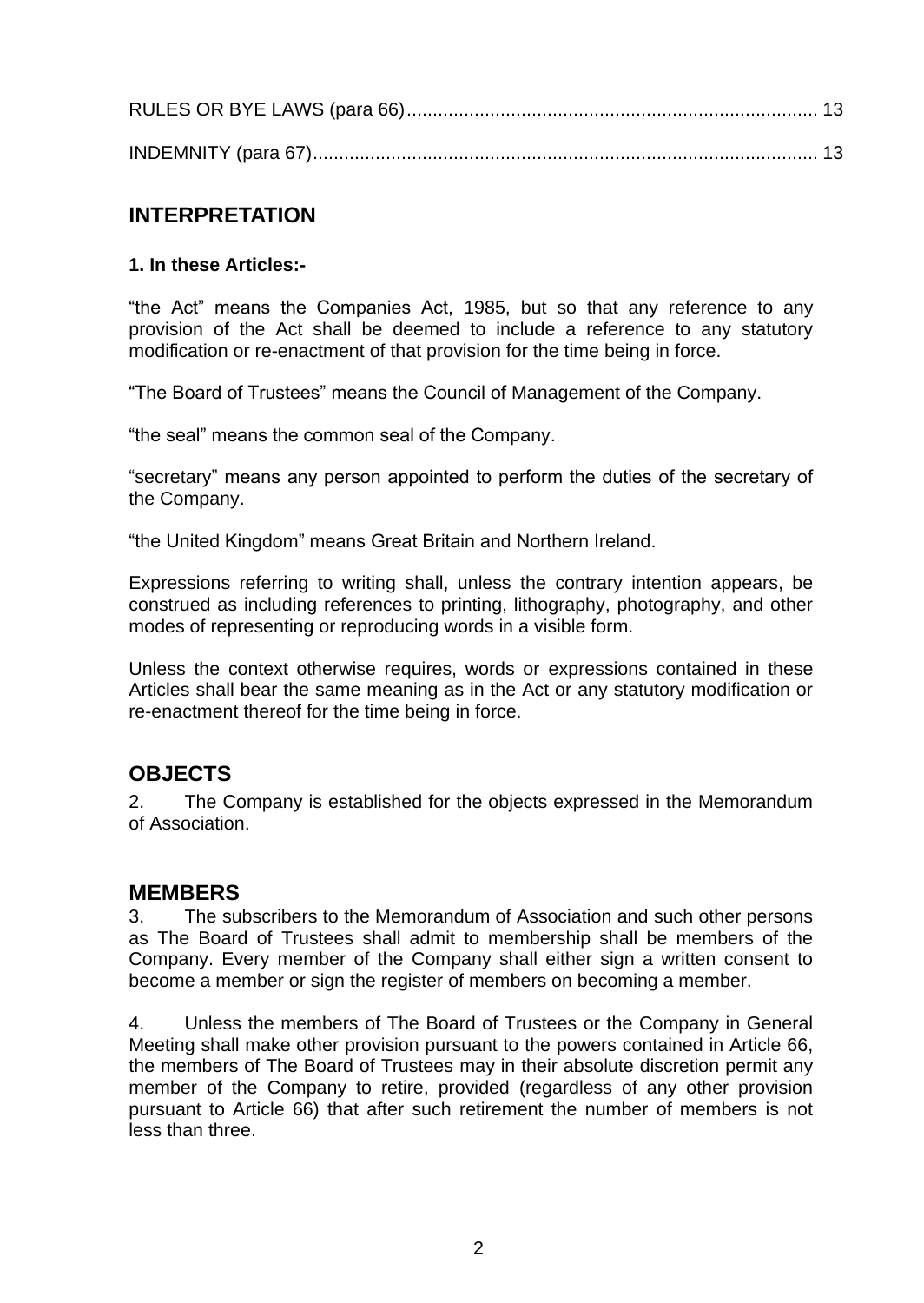RULES OR BYE LAWS (para 66)............................................................................... 13

INDEMNITY (para 67)................................................................................................ 13

## INTERPRETATION

**1. In these Articles:-**

"the Act" means the Companies Act, 1985, but so that any reference to any provision of the Act shall be deemed to include a reference to any statutory modification or re-enactment of that provision for the time being in force.

"The Board of Trustees" means the Council of Management of the Company.

"the seal" means the common seal of the Company.

"secretary" means any person appointed to perform the duties of the secretary of the Company.

"the United Kingdom" means Great Britain and Northern Ireland.

Expressions referring to writing shall, unless the contrary intention appears, be construed as including references to printing, lithography, photography, and other modes of representing or reproducing words in a visible form.

Unless the context otherwise requires, words or expressions contained in these Articles shall bear the same meaning as in the Act or any statutory modification or re-enactment thereof for the time being in force.

## OBJECTS

2. The Company is established for the objects expressed in the Memorandum of Association.

## MEMBERS

3. The subscribers to the Memorandum of Association and such other persons as The Board of Trustees shall admit to membership shall be members of the Company. Every member of the Company shall either sign a written consent to become a member or sign the register of members on becoming a member.

4. Unless the members of The Board of Trustees or the Company in General Meeting shall make other provision pursuant to the powers contained in Article 66, the members of The Board of Trustees may in their absolute discretion permit any member of the Company to retire, provided (regardless of any other provision pursuant to Article 66) that after such retirement the number of members is not less than three.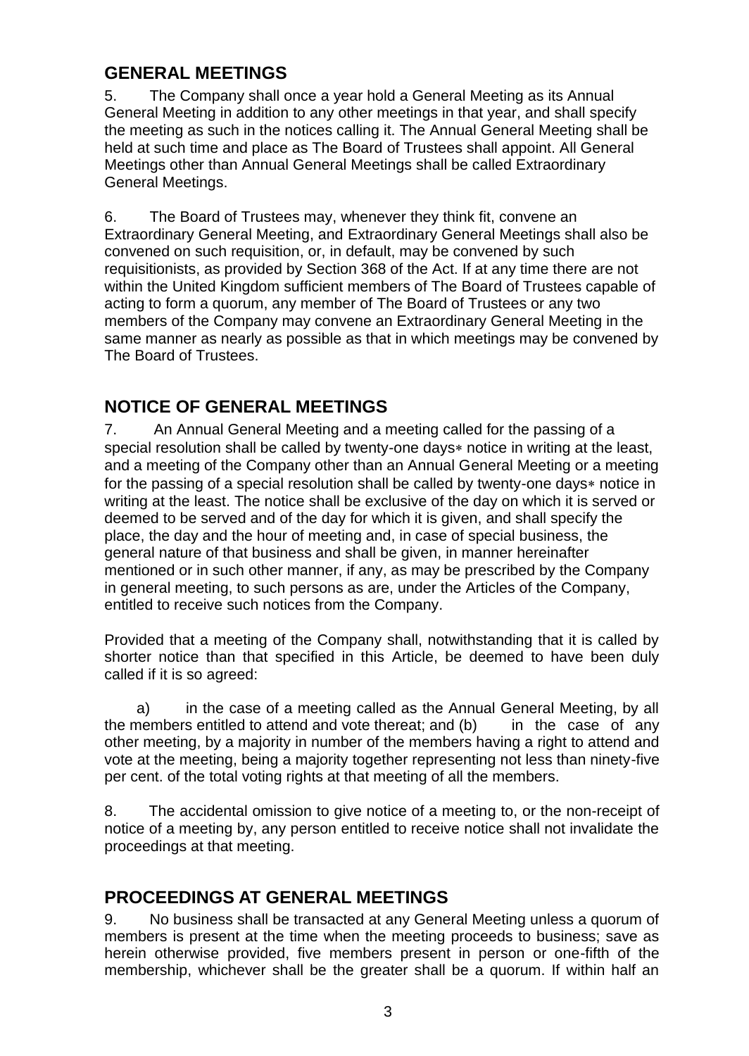## GENERAL MEETINGS

5. The Company shall once a year hold a General Meeting as its Annual General Meeting in addition to any other meetings in that year, and shall specify the meeting as such in the notices calling it. The Annual General Meeting shall be held at such time and place as The Board of Trustees shall appoint. All General Meetings other than Annual General Meetings shall be called Extraordinary General Meetings.

6. The Board of Trustees may, whenever they think fit, convene an Extraordinary General Meeting, and Extraordinary General Meetings shall also be convened on such requisition, or, in default, may be convened by such requisitionists, as provided by Section 368 of the Act. If at any time there are not within the United Kingdom sufficient members of The Board of Trustees capable of acting to form a quorum, any member of The Board of Trustees or any two members of the Company may convene an Extraordinary General Meeting in the same manner as nearly as possible as that in which meetings may be convened by The Board of Trustees.

## NOTICE OF GENERAL MEETINGS

7. An Annual General Meeting and a meeting called for the passing of a special resolution shall be called by twenty-one days∗ notice in writing at the least, and a meeting of the Company other than an Annual General Meeting or a meeting for the passing of a special resolution shall be called by twenty-one days∗ notice in writing at the least. The notice shall be exclusive of the day on which it is served or deemed to be served and of the day for which it is given, and shall specify the place, the day and the hour of meeting and, in case of special business, the general nature of that business and shall be given, in manner hereinafter mentioned or in such other manner, if any, as may be prescribed by the Company in general meeting, to such persons as are, under the Articles of the Company, entitled to receive such notices from the Company.

Provided that a meeting of the Company shall, notwithstanding that it is called by shorter notice than that specified in this Article, be deemed to have been duly called if it is so agreed:

a) in the case of a meeting called as the Annual General Meeting, by all the members entitled to attend and vote thereat; and (b) in the case of any other meeting, by a majority in number of the members having a right to attend and vote at the meeting, being a majority together representing not less than ninety-five per cent. of the total voting rights at that meeting of all the members.

8. The accidental omission to give notice of a meeting to, or the non-receipt of notice of a meeting by, any person entitled to receive notice shall not invalidate the proceedings at that meeting.

## PROCEEDINGS AT GENERAL MEETINGS

9. No business shall be transacted at any General Meeting unless a quorum of members is present at the time when the meeting proceeds to business; save as herein otherwise provided, five members present in person or one-fifth of the membership, whichever shall be the greater shall be a quorum. If within half an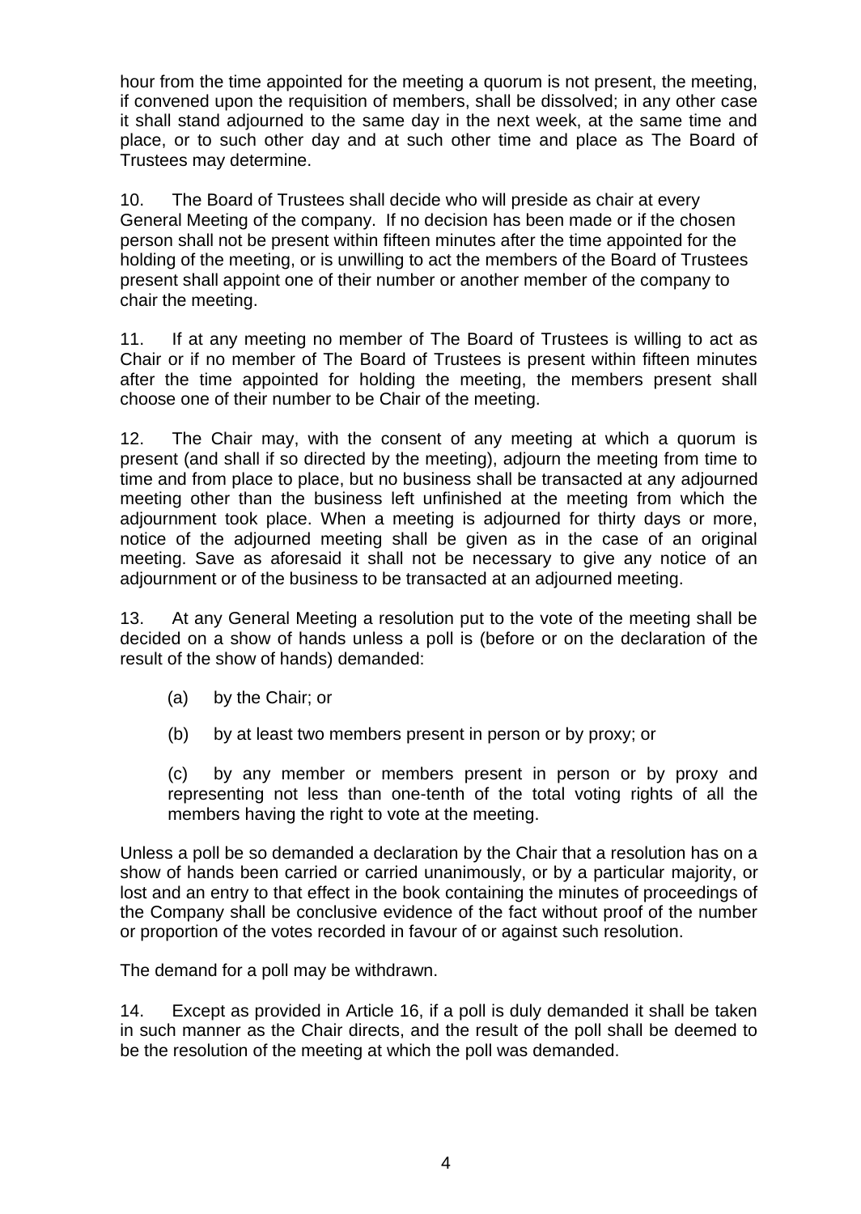hour from the time appointed for the meeting a quorum is not present, the meeting, if convened upon the requisition of members, shall be dissolved; in any other case it shall stand adjourned to the same day in the next week, at the same time and place, or to such other day and at such other time and place as The Board of Trustees may determine.

10. The Board of Trustees shall decide who will preside as chair at every General Meeting of the company. If no decision has been made or if the chosen person shall not be present within fifteen minutes after the time appointed for the holding of the meeting, or is unwilling to act the members of the Board of Trustees present shall appoint one of their number or another member of the company to chair the meeting.

11. If at any meeting no member of The Board of Trustees is willing to act as Chair or if no member of The Board of Trustees is present within fifteen minutes after the time appointed for holding the meeting, the members present shall choose one of their number to be Chair of the meeting.

12. The Chair may, with the consent of any meeting at which a quorum is present (and shall if so directed by the meeting), adjourn the meeting from time to time and from place to place, but no business shall be transacted at any adjourned meeting other than the business left unfinished at the meeting from which the adjournment took place. When a meeting is adjourned for thirty days or more, notice of the adjourned meeting shall be given as in the case of an original meeting. Save as aforesaid it shall not be necessary to give any notice of an adjournment or of the business to be transacted at an adjourned meeting.

13. At any General Meeting a resolution put to the vote of the meeting shall be decided on a show of hands unless a poll is (before or on the declaration of the result of the show of hands) demanded:

(a) by the Chair; or

(b) by at least two members present in person or by proxy; or

(c) by any member or members present in person or by proxy and representing not less than one-tenth of the total voting rights of all the members having the right to vote at the meeting.

Unless a poll be so demanded a declaration by the Chair that a resolution has on a show of hands been carried or carried unanimously, or by a particular majority, or lost and an entry to that effect in the book containing the minutes of proceedings of the Company shall be conclusive evidence of the fact without proof of the number or proportion of the votes recorded in favour of or against such resolution.

The demand for a poll may be withdrawn.

14. Except as provided in Article 16, if a poll is duly demanded it shall be taken in such manner as the Chair directs, and the result of the poll shall be deemed to be the resolution of the meeting at which the poll was demanded.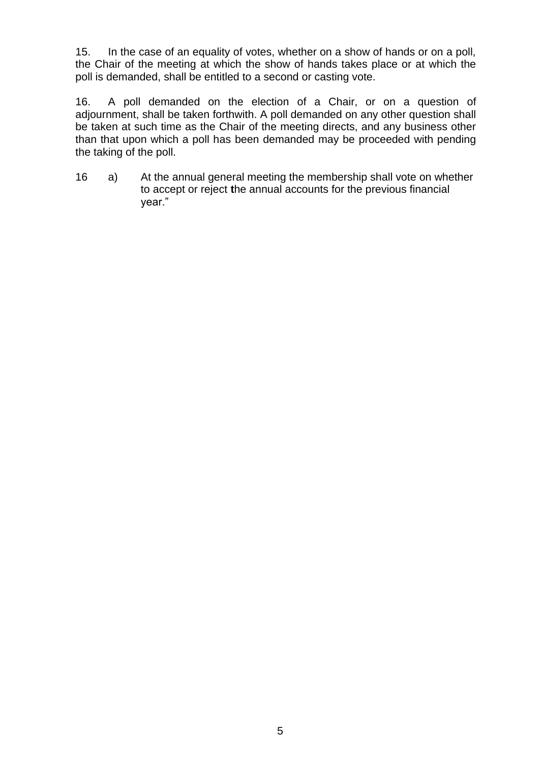15. In the case of an equality of votes, whether on a show of hands or on a poll, the Chair of the meeting at which the show of hands takes place or at which the poll is demanded, shall be entitled to a second or casting vote.

16. A poll demanded on the election of a Chair, or on a question of adjournment, shall be taken forthwith. A poll demanded on any other question shall be taken at such time as the Chair of the meeting directs, and any business other than that upon which a poll has been demanded may be proceeded with pending the taking of the poll.

16 a) At the annual general meeting the membership shall vote on whether to accept or reject **t**he annual accounts for the previous financial year."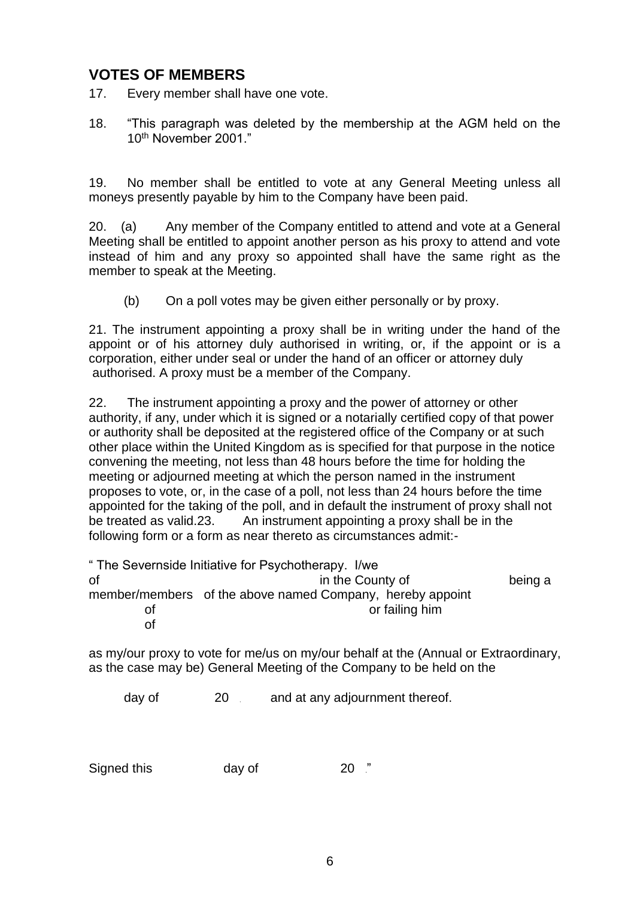## VOTES OF MEMBERS

17. Every member shall have one vote.

18. "This paragraph was deleted by the membership at the AGM held on the 10th November 2001."

19. No member shall be entitled to vote at any General Meeting unless all moneys presently payable by him to the Company have been paid.

20. (a) Any member of the Company entitled to attend and vote at a General Meeting shall be entitled to appoint another person as his proxy to attend and vote instead of him and any proxy so appointed shall have the same right as the member to speak at the Meeting.

(b) On a poll votes may be given either personally or by proxy.

21. The instrument appointing a proxy shall be in writing under the hand of the appoint or of his attorney duly authorised in writing, or, if the appoint or is a corporation, either under seal or under the hand of an officer or attorney duly authorised. A proxy must be a member of the Company.

22. The instrument appointing a proxy and the power of attorney or other authority, if any, under which it is signed or a notarially certified copy of that power or authority shall be deposited at the registered office of the Company or at such other place within the United Kingdom as is specified for that purpose in the notice convening the meeting, not less than 48 hours before the time for holding the meeting or adjourned meeting at which the person named in the instrument proposes to vote, or, in the case of a poll, not less than 24 hours before the time appointed for the taking of the poll, and in default the instrument of proxy shall not be treated as valid.23. An instrument appointing a proxy shall be in the following form or a form as near thereto as circumstances admit:-

" The Severnside Initiative for Psychotherapy. I/we
of in the County of being a member/members of the above named Company, hereby appoint
of or failing him
of

as my/our proxy to vote for me/us on my/our behalf at the (Annual or Extraordinary, as the case may be) General Meeting of the Company to be held on the

day of 20 and at any adjournment thereof.

Signed this day of 20 ."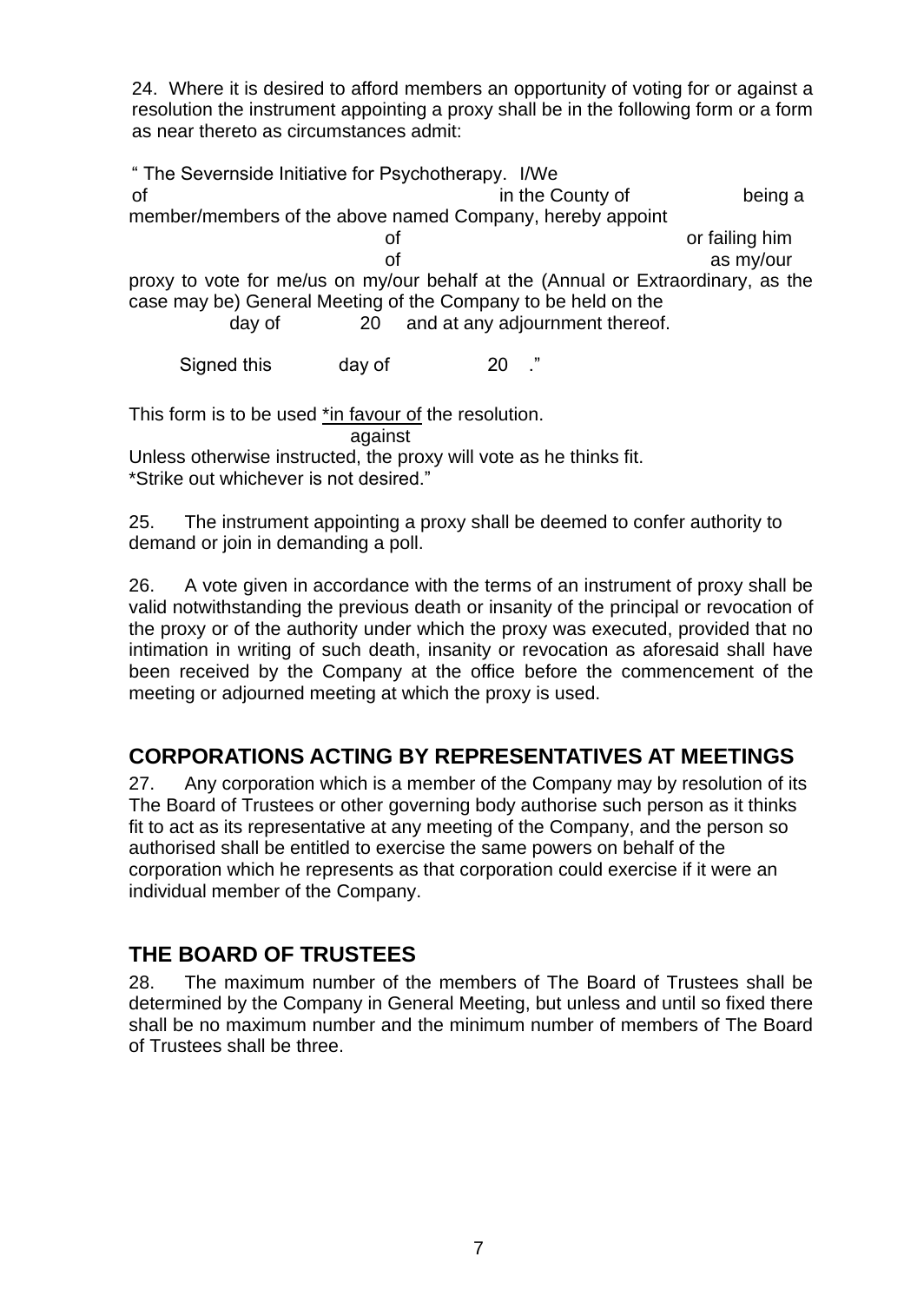24. Where it is desired to afford members an opportunity of voting for or against a resolution the instrument appointing a proxy shall be in the following form or a form as near thereto as circumstances admit:

" The Severnside Initiative for Psychotherapy. I/We
of in the County of being a member/members of the above named Company, hereby appoint
of or failing him
of as my/our
proxy to vote for me/us on my/our behalf at the (Annual or Extraordinary, as the case may be) General Meeting of the Company to be held on the
day of 20 and at any adjournment thereof.

Signed this day of 20 ."

This form is to be used \*<u>in favour of</u> the resolution.
against
Unless otherwise instructed, the proxy will vote as he thinks fit.
\*Strike out whichever is not desired."

25. The instrument appointing a proxy shall be deemed to confer authority to demand or join in demanding a poll.

26. A vote given in accordance with the terms of an instrument of proxy shall be valid notwithstanding the previous death or insanity of the principal or revocation of the proxy or of the authority under which the proxy was executed, provided that no intimation in writing of such death, insanity or revocation as aforesaid shall have been received by the Company at the office before the commencement of the meeting or adjourned meeting at which the proxy is used.

## CORPORATIONS ACTING BY REPRESENTATIVES AT MEETINGS

27. Any corporation which is a member of the Company may by resolution of its The Board of Trustees or other governing body authorise such person as it thinks fit to act as its representative at any meeting of the Company, and the person so authorised shall be entitled to exercise the same powers on behalf of the corporation which he represents as that corporation could exercise if it were an individual member of the Company.

## THE BOARD OF TRUSTEES

28. The maximum number of the members of The Board of Trustees shall be determined by the Company in General Meeting, but unless and until so fixed there shall be no maximum number and the minimum number of members of The Board of Trustees shall be three.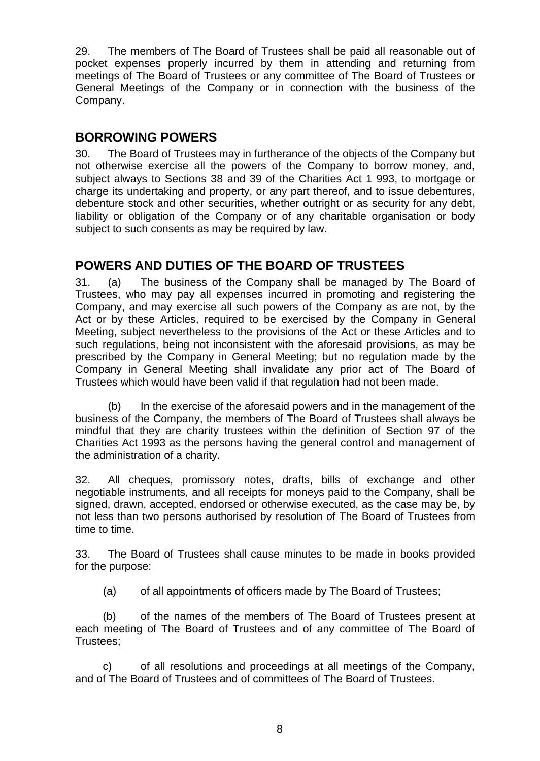29. The members of The Board of Trustees shall be paid all reasonable out of pocket expenses properly incurred by them in attending and returning from meetings of The Board of Trustees or any committee of The Board of Trustees or General Meetings of the Company or in connection with the business of the Company.

## BORROWING POWERS

30. The Board of Trustees may in furtherance of the objects of the Company but not otherwise exercise all the powers of the Company to borrow money, and, subject always to Sections 38 and 39 of the Charities Act 1 993, to mortgage or charge its undertaking and property, or any part thereof, and to issue debentures, debenture stock and other securities, whether outright or as security for any debt, liability or obligation of the Company or of any charitable organisation or body subject to such consents as may be required by law.

## POWERS AND DUTIES OF THE BOARD OF TRUSTEES

31. (a) The business of the Company shall be managed by The Board of Trustees, who may pay all expenses incurred in promoting and registering the Company, and may exercise all such powers of the Company as are not, by the Act or by these Articles, required to be exercised by the Company in General Meeting, subject nevertheless to the provisions of the Act or these Articles and to such regulations, being not inconsistent with the aforesaid provisions, as may be prescribed by the Company in General Meeting; but no regulation made by the Company in General Meeting shall invalidate any prior act of The Board of Trustees which would have been valid if that regulation had not been made.

(b) In the exercise of the aforesaid powers and in the management of the business of the Company, the members of The Board of Trustees shall always be mindful that they are charity trustees within the definition of Section 97 of the Charities Act 1993 as the persons having the general control and management of the administration of a charity.

32. All cheques, promissory notes, drafts, bills of exchange and other negotiable instruments, and all receipts for moneys paid to the Company, shall be signed, drawn, accepted, endorsed or otherwise executed, as the case may be, by not less than two persons authorised by resolution of The Board of Trustees from time to time.

33. The Board of Trustees shall cause minutes to be made in books provided for the purpose:

(a) of all appointments of officers made by The Board of Trustees;

(b) of the names of the members of The Board of Trustees present at each meeting of The Board of Trustees and of any committee of The Board of Trustees;

c) of all resolutions and proceedings at all meetings of the Company, and of The Board of Trustees and of committees of The Board of Trustees.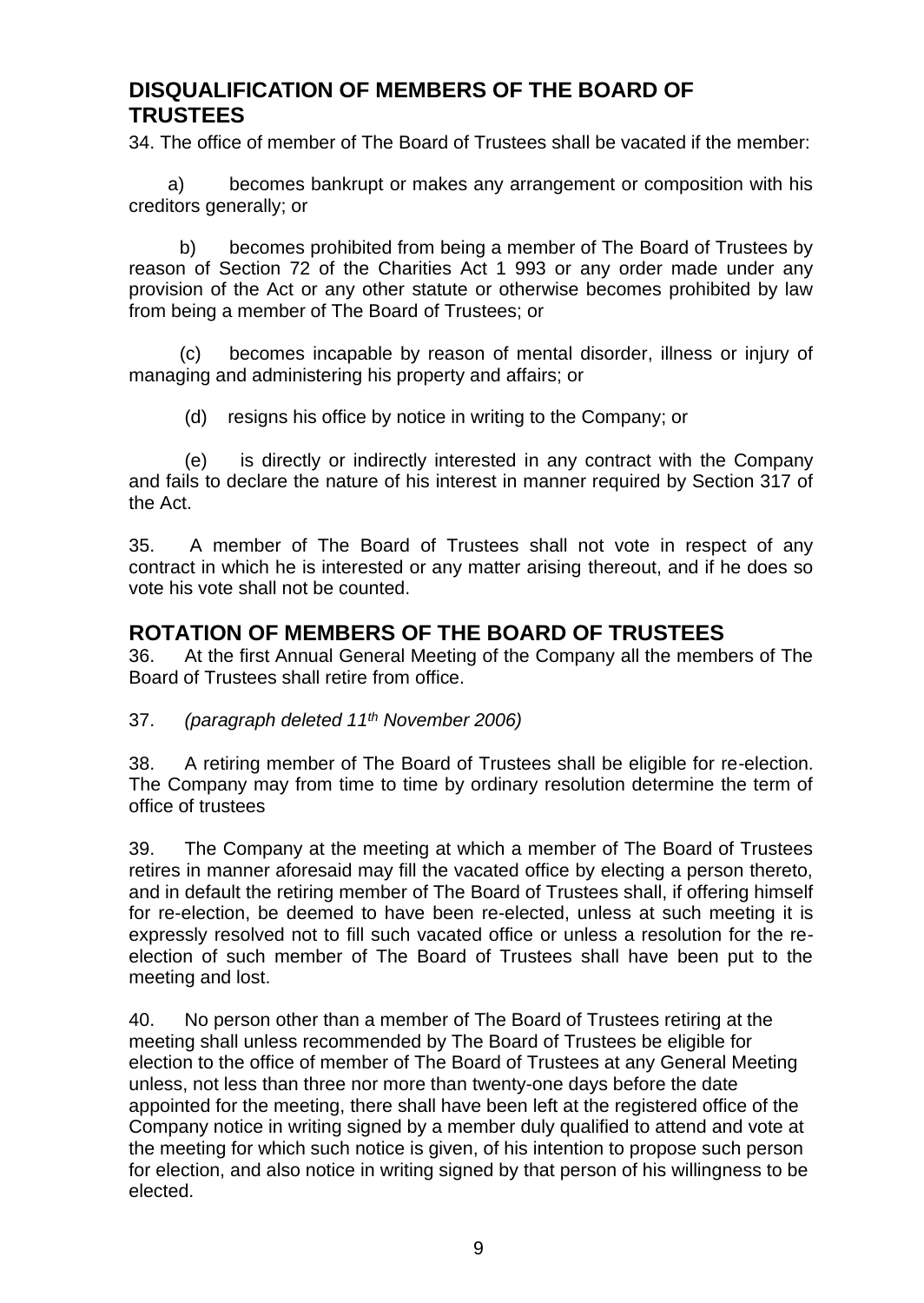## DISQUALIFICATION OF MEMBERS OF THE BOARD OF TRUSTEES

34. The office of member of The Board of Trustees shall be vacated if the member:

a) becomes bankrupt or makes any arrangement or composition with his creditors generally; or

b) becomes prohibited from being a member of The Board of Trustees by reason of Section 72 of the Charities Act 1 993 or any order made under any provision of the Act or any other statute or otherwise becomes prohibited by law from being a member of The Board of Trustees; or

(c) becomes incapable by reason of mental disorder, illness or injury of managing and administering his property and affairs; or

(d) resigns his office by notice in writing to the Company; or

(e) is directly or indirectly interested in any contract with the Company and fails to declare the nature of his interest in manner required by Section 317 of the Act.

35. A member of The Board of Trustees shall not vote in respect of any contract in which he is interested or any matter arising thereout, and if he does so vote his vote shall not be counted.

## ROTATION OF MEMBERS OF THE BOARD OF TRUSTEES

36. At the first Annual General Meeting of the Company all the members of The Board of Trustees shall retire from office.

37. *(paragraph deleted 11th November 2006)*

38. A retiring member of The Board of Trustees shall be eligible for re-election. The Company may from time to time by ordinary resolution determine the term of office of trustees

39. The Company at the meeting at which a member of The Board of Trustees retires in manner aforesaid may fill the vacated office by electing a person thereto, and in default the retiring member of The Board of Trustees shall, if offering himself for re-election, be deemed to have been re-elected, unless at such meeting it is expressly resolved not to fill such vacated office or unless a resolution for the re-election of such member of The Board of Trustees shall have been put to the meeting and lost.

40. No person other than a member of The Board of Trustees retiring at the meeting shall unless recommended by The Board of Trustees be eligible for election to the office of member of The Board of Trustees at any General Meeting unless, not less than three nor more than twenty-one days before the date appointed for the meeting, there shall have been left at the registered office of the Company notice in writing signed by a member duly qualified to attend and vote at the meeting for which such notice is given, of his intention to propose such person for election, and also notice in writing signed by that person of his willingness to be elected.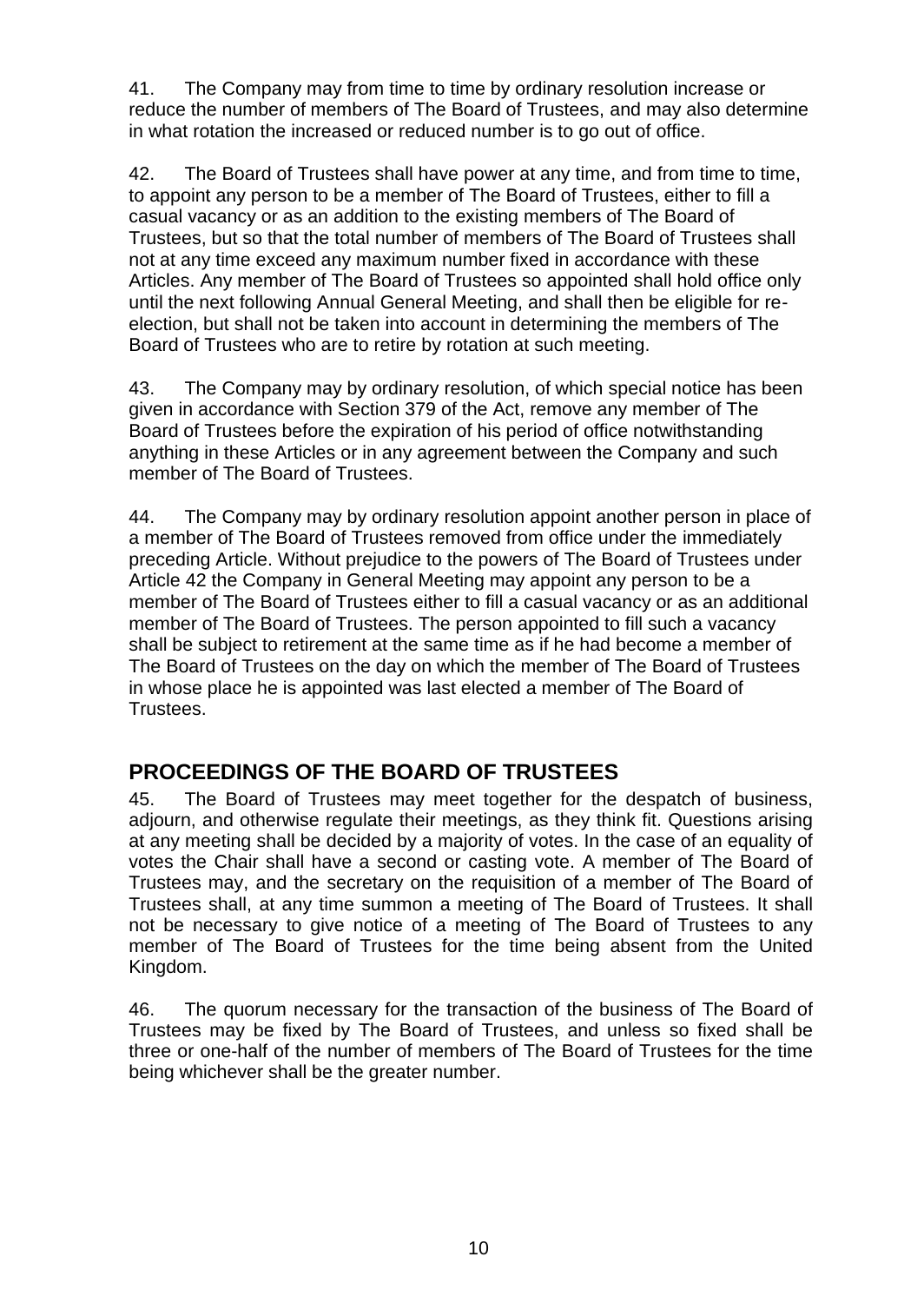41. The Company may from time to time by ordinary resolution increase or reduce the number of members of The Board of Trustees, and may also determine in what rotation the increased or reduced number is to go out of office.

42. The Board of Trustees shall have power at any time, and from time to time, to appoint any person to be a member of The Board of Trustees, either to fill a casual vacancy or as an addition to the existing members of The Board of Trustees, but so that the total number of members of The Board of Trustees shall not at any time exceed any maximum number fixed in accordance with these Articles. Any member of The Board of Trustees so appointed shall hold office only until the next following Annual General Meeting, and shall then be eligible for re-election, but shall not be taken into account in determining the members of The Board of Trustees who are to retire by rotation at such meeting.

43. The Company may by ordinary resolution, of which special notice has been given in accordance with Section 379 of the Act, remove any member of The Board of Trustees before the expiration of his period of office notwithstanding anything in these Articles or in any agreement between the Company and such member of The Board of Trustees.

44. The Company may by ordinary resolution appoint another person in place of a member of The Board of Trustees removed from office under the immediately preceding Article. Without prejudice to the powers of The Board of Trustees under Article 42 the Company in General Meeting may appoint any person to be a member of The Board of Trustees either to fill a casual vacancy or as an additional member of The Board of Trustees. The person appointed to fill such a vacancy shall be subject to retirement at the same time as if he had become a member of The Board of Trustees on the day on which the member of The Board of Trustees in whose place he is appointed was last elected a member of The Board of Trustees.

## PROCEEDINGS OF THE BOARD OF TRUSTEES

45. The Board of Trustees may meet together for the despatch of business, adjourn, and otherwise regulate their meetings, as they think fit. Questions arising at any meeting shall be decided by a majority of votes. In the case of an equality of votes the Chair shall have a second or casting vote. A member of The Board of Trustees may, and the secretary on the requisition of a member of The Board of Trustees shall, at any time summon a meeting of The Board of Trustees. It shall not be necessary to give notice of a meeting of The Board of Trustees to any member of The Board of Trustees for the time being absent from the United Kingdom.

46. The quorum necessary for the transaction of the business of The Board of Trustees may be fixed by The Board of Trustees, and unless so fixed shall be three or one-half of the number of members of The Board of Trustees for the time being whichever shall be the greater number.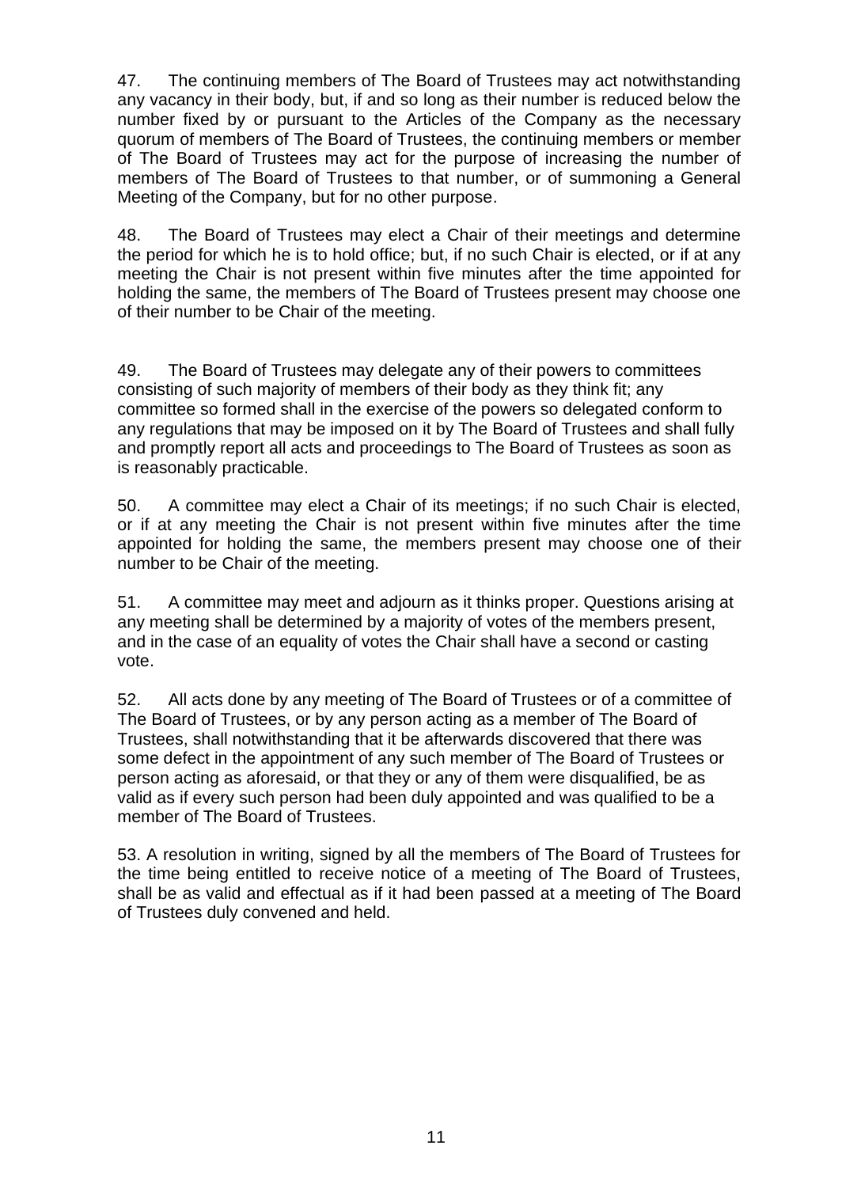47. The continuing members of The Board of Trustees may act notwithstanding any vacancy in their body, but, if and so long as their number is reduced below the number fixed by or pursuant to the Articles of the Company as the necessary quorum of members of The Board of Trustees, the continuing members or member of The Board of Trustees may act for the purpose of increasing the number of members of The Board of Trustees to that number, or of summoning a General Meeting of the Company, but for no other purpose.

48. The Board of Trustees may elect a Chair of their meetings and determine the period for which he is to hold office; but, if no such Chair is elected, or if at any meeting the Chair is not present within five minutes after the time appointed for holding the same, the members of The Board of Trustees present may choose one of their number to be Chair of the meeting.

49. The Board of Trustees may delegate any of their powers to committees consisting of such majority of members of their body as they think fit; any committee so formed shall in the exercise of the powers so delegated conform to any regulations that may be imposed on it by The Board of Trustees and shall fully and promptly report all acts and proceedings to The Board of Trustees as soon as is reasonably practicable.

50. A committee may elect a Chair of its meetings; if no such Chair is elected, or if at any meeting the Chair is not present within five minutes after the time appointed for holding the same, the members present may choose one of their number to be Chair of the meeting.

51. A committee may meet and adjourn as it thinks proper. Questions arising at any meeting shall be determined by a majority of votes of the members present, and in the case of an equality of votes the Chair shall have a second or casting vote.

52. All acts done by any meeting of The Board of Trustees or of a committee of The Board of Trustees, or by any person acting as a member of The Board of Trustees, shall notwithstanding that it be afterwards discovered that there was some defect in the appointment of any such member of The Board of Trustees or person acting as aforesaid, or that they or any of them were disqualified, be as valid as if every such person had been duly appointed and was qualified to be a member of The Board of Trustees.

53. A resolution in writing, signed by all the members of The Board of Trustees for the time being entitled to receive notice of a meeting of The Board of Trustees, shall be as valid and effectual as if it had been passed at a meeting of The Board of Trustees duly convened and held.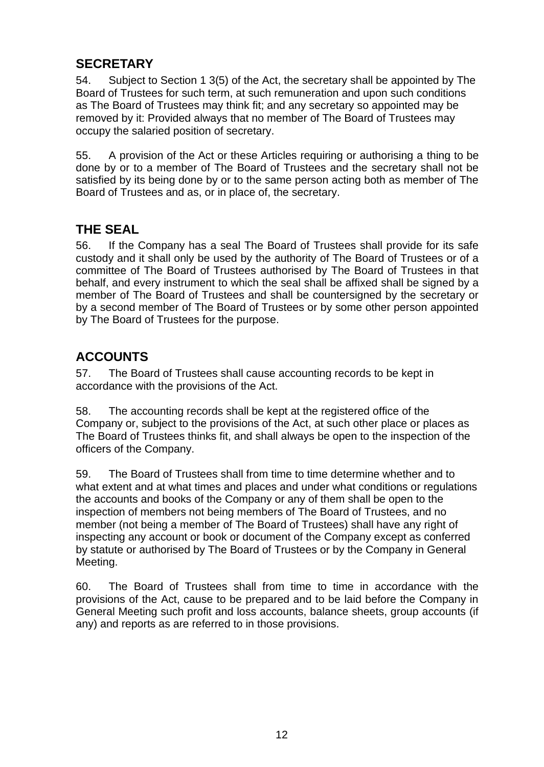## SECRETARY

54. Subject to Section 1 3(5) of the Act, the secretary shall be appointed by The Board of Trustees for such term, at such remuneration and upon such conditions as The Board of Trustees may think fit; and any secretary so appointed may be removed by it: Provided always that no member of The Board of Trustees may occupy the salaried position of secretary.

55. A provision of the Act or these Articles requiring or authorising a thing to be done by or to a member of The Board of Trustees and the secretary shall not be satisfied by its being done by or to the same person acting both as member of The Board of Trustees and as, or in place of, the secretary.

## THE SEAL

56. If the Company has a seal The Board of Trustees shall provide for its safe custody and it shall only be used by the authority of The Board of Trustees or of a committee of The Board of Trustees authorised by The Board of Trustees in that behalf, and every instrument to which the seal shall be affixed shall be signed by a member of The Board of Trustees and shall be countersigned by the secretary or by a second member of The Board of Trustees or by some other person appointed by The Board of Trustees for the purpose.

## ACCOUNTS

57. The Board of Trustees shall cause accounting records to be kept in accordance with the provisions of the Act.

58. The accounting records shall be kept at the registered office of the Company or, subject to the provisions of the Act, at such other place or places as The Board of Trustees thinks fit, and shall always be open to the inspection of the officers of the Company.

59. The Board of Trustees shall from time to time determine whether and to what extent and at what times and places and under what conditions or regulations the accounts and books of the Company or any of them shall be open to the inspection of members not being members of The Board of Trustees, and no member (not being a member of The Board of Trustees) shall have any right of inspecting any account or book or document of the Company except as conferred by statute or authorised by The Board of Trustees or by the Company in General Meeting.

60. The Board of Trustees shall from time to time in accordance with the provisions of the Act, cause to be prepared and to be laid before the Company in General Meeting such profit and loss accounts, balance sheets, group accounts (if any) and reports as are referred to in those provisions.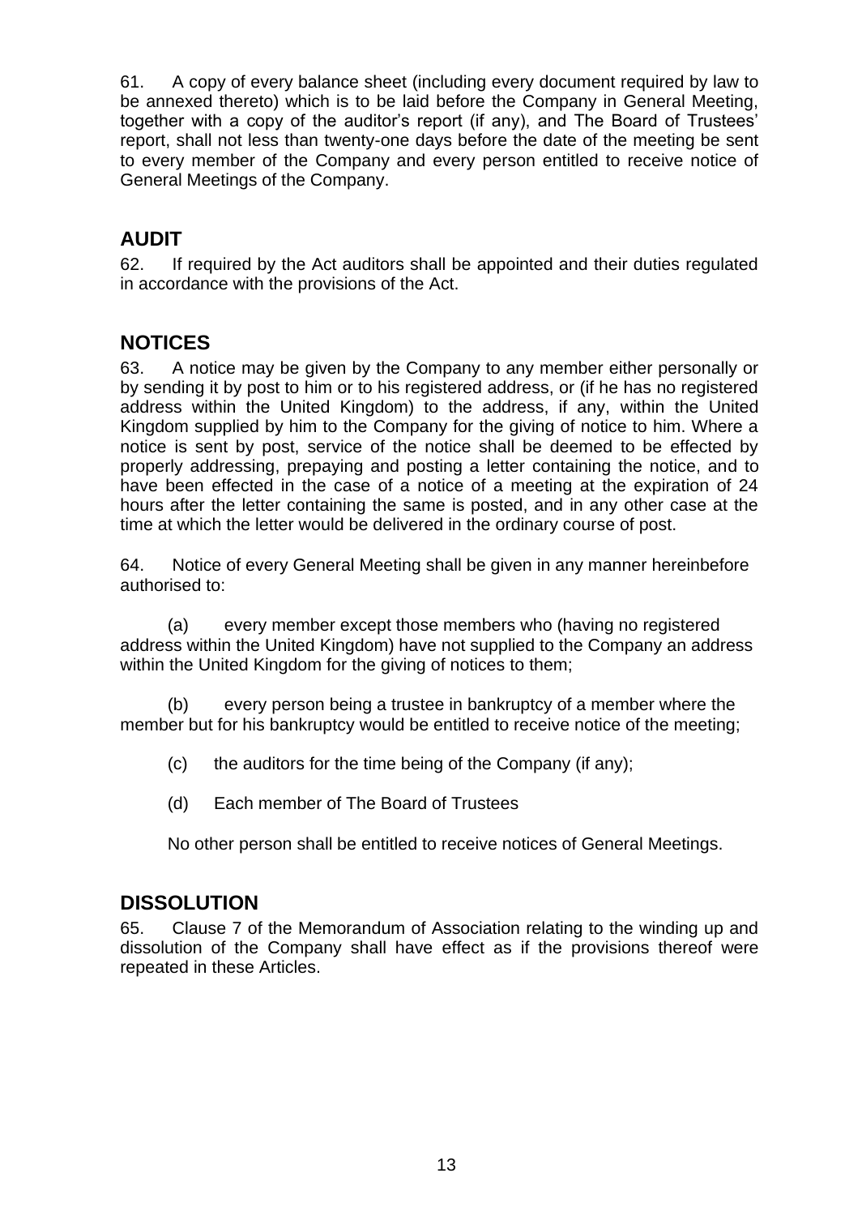61. A copy of every balance sheet (including every document required by law to be annexed thereto) which is to be laid before the Company in General Meeting, together with a copy of the auditor's report (if any), and The Board of Trustees' report, shall not less than twenty-one days before the date of the meeting be sent to every member of the Company and every person entitled to receive notice of General Meetings of the Company.

## AUDIT

62. If required by the Act auditors shall be appointed and their duties regulated in accordance with the provisions of the Act.

## NOTICES

63. A notice may be given by the Company to any member either personally or by sending it by post to him or to his registered address, or (if he has no registered address within the United Kingdom) to the address, if any, within the United Kingdom supplied by him to the Company for the giving of notice to him. Where a notice is sent by post, service of the notice shall be deemed to be effected by properly addressing, prepaying and posting a letter containing the notice, and to have been effected in the case of a notice of a meeting at the expiration of 24 hours after the letter containing the same is posted, and in any other case at the time at which the letter would be delivered in the ordinary course of post.

64. Notice of every General Meeting shall be given in any manner hereinbefore authorised to:

(a) every member except those members who (having no registered address within the United Kingdom) have not supplied to the Company an address within the United Kingdom for the giving of notices to them;

(b) every person being a trustee in bankruptcy of a member where the member but for his bankruptcy would be entitled to receive notice of the meeting;

(c) the auditors for the time being of the Company (if any);

(d) Each member of The Board of Trustees

No other person shall be entitled to receive notices of General Meetings.

## DISSOLUTION

65. Clause 7 of the Memorandum of Association relating to the winding up and dissolution of the Company shall have effect as if the provisions thereof were repeated in these Articles.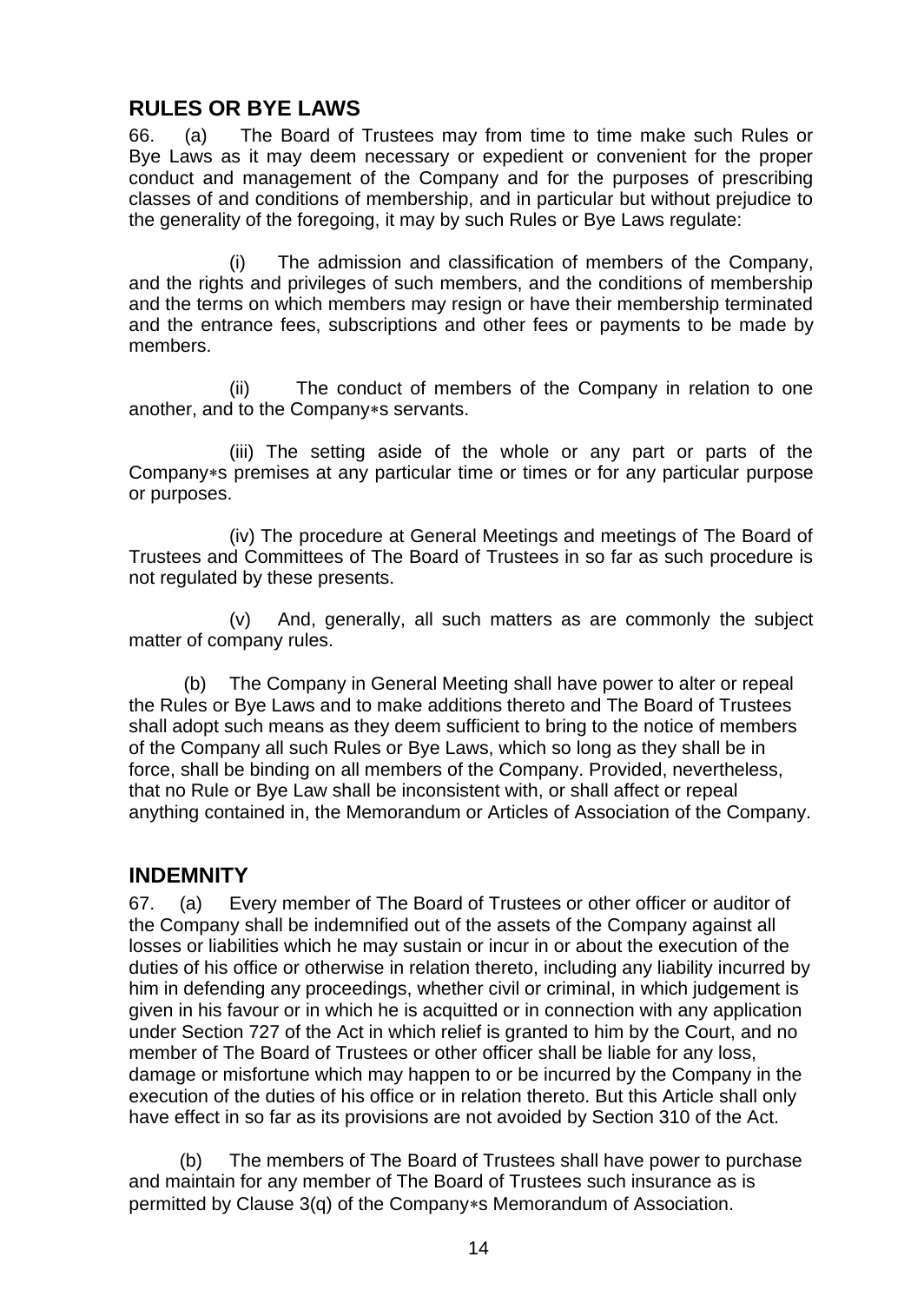## RULES OR BYE LAWS

66. (a) The Board of Trustees may from time to time make such Rules or Bye Laws as it may deem necessary or expedient or convenient for the proper conduct and management of the Company and for the purposes of prescribing classes of and conditions of membership, and in particular but without prejudice to the generality of the foregoing, it may by such Rules or Bye Laws regulate:

(i) The admission and classification of members of the Company, and the rights and privileges of such members, and the conditions of membership and the terms on which members may resign or have their membership terminated and the entrance fees, subscriptions and other fees or payments to be made by members.

(ii) The conduct of members of the Company in relation to one another, and to the Company∗s servants.

(iii) The setting aside of the whole or any part or parts of the Company∗s premises at any particular time or times or for any particular purpose or purposes.

(iv) The procedure at General Meetings and meetings of The Board of Trustees and Committees of The Board of Trustees in so far as such procedure is not regulated by these presents.

(v) And, generally, all such matters as are commonly the subject matter of company rules.

(b) The Company in General Meeting shall have power to alter or repeal the Rules or Bye Laws and to make additions thereto and The Board of Trustees shall adopt such means as they deem sufficient to bring to the notice of members of the Company all such Rules or Bye Laws, which so long as they shall be in force, shall be binding on all members of the Company. Provided, nevertheless, that no Rule or Bye Law shall be inconsistent with, or shall affect or repeal anything contained in, the Memorandum or Articles of Association of the Company.

## INDEMNITY

67. (a) Every member of The Board of Trustees or other officer or auditor of the Company shall be indemnified out of the assets of the Company against all losses or liabilities which he may sustain or incur in or about the execution of the duties of his office or otherwise in relation thereto, including any liability incurred by him in defending any proceedings, whether civil or criminal, in which judgement is given in his favour or in which he is acquitted or in connection with any application under Section 727 of the Act in which relief is granted to him by the Court, and no member of The Board of Trustees or other officer shall be liable for any loss, damage or misfortune which may happen to or be incurred by the Company in the execution of the duties of his office or in relation thereto. But this Article shall only have effect in so far as its provisions are not avoided by Section 310 of the Act.

(b) The members of The Board of Trustees shall have power to purchase and maintain for any member of The Board of Trustees such insurance as is permitted by Clause 3(q) of the Company∗s Memorandum of Association.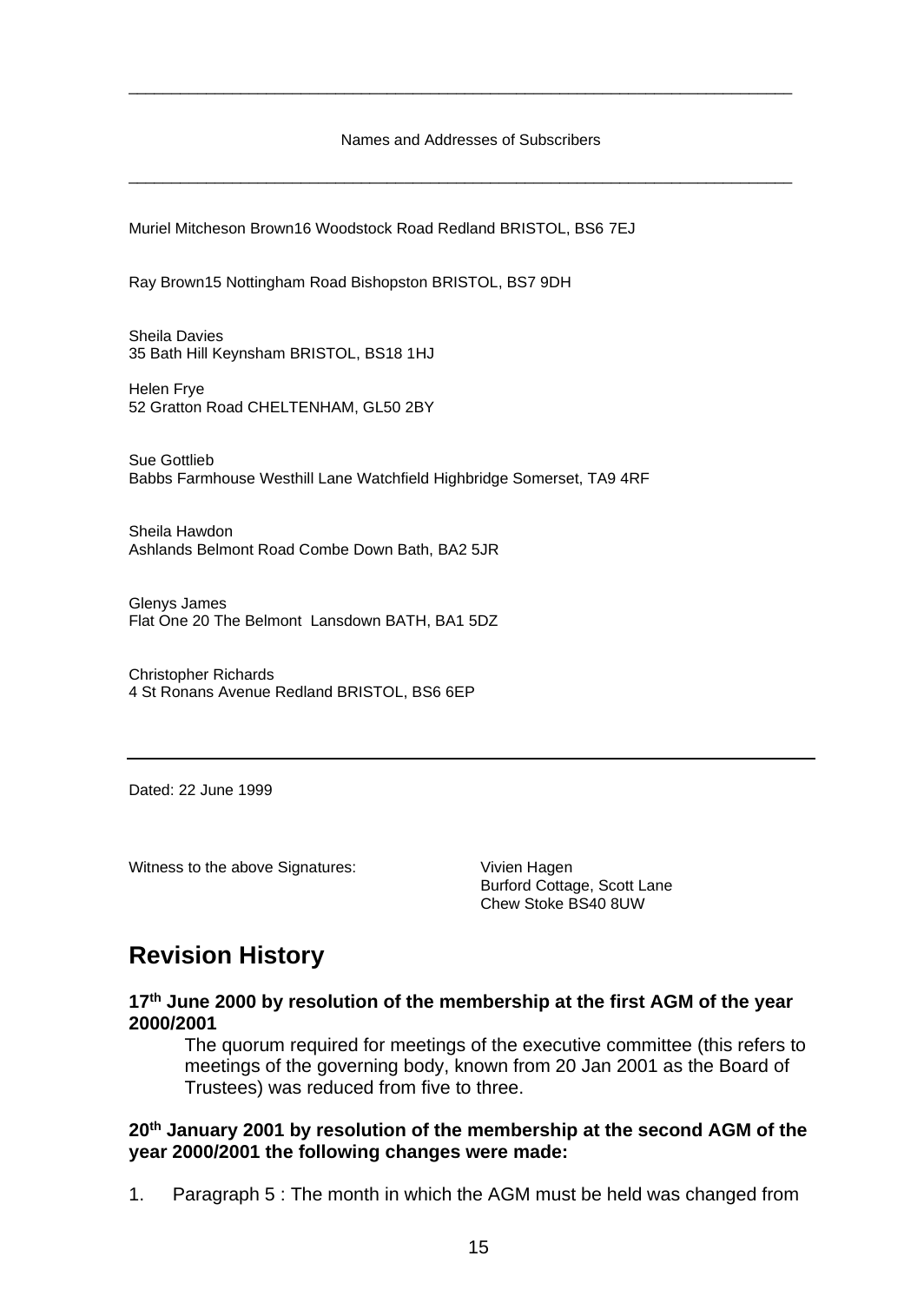Names and Addresses of Subscribers

---

Muriel Mitcheson Brown16 Woodstock Road Redland BRISTOL, BS6 7EJ

Ray Brown15 Nottingham Road Bishopston BRISTOL, BS7 9DH

Sheila Davies
35 Bath Hill Keynsham BRISTOL, BS18 1HJ

Helen Frye
52 Gratton Road CHELTENHAM, GL50 2BY

Sue Gottlieb
Babbs Farmhouse Westhill Lane Watchfield Highbridge Somerset, TA9 4RF

Sheila Hawdon
Ashlands Belmont Road Combe Down Bath, BA2 5JR

Glenys James
Flat One 20 The Belmont Lansdown BATH, BA1 5DZ

Christopher Richards
4 St Ronans Avenue Redland BRISTOL, BS6 6EP

---

Dated: 22 June 1999

Witness to the above Signatures: Vivien Hagen
Burford Cottage, Scott Lane
Chew Stoke BS40 8UW

# Revision History

**17th June 2000 by resolution of the membership at the first AGM of the year 2000/2001**

The quorum required for meetings of the executive committee (this refers to meetings of the governing body, known from 20 Jan 2001 as the Board of Trustees) was reduced from five to three.

**20th January 2001 by resolution of the membership at the second AGM of the year 2000/2001 the following changes were made:**

1. Paragraph 5 : The month in which the AGM must be held was changed from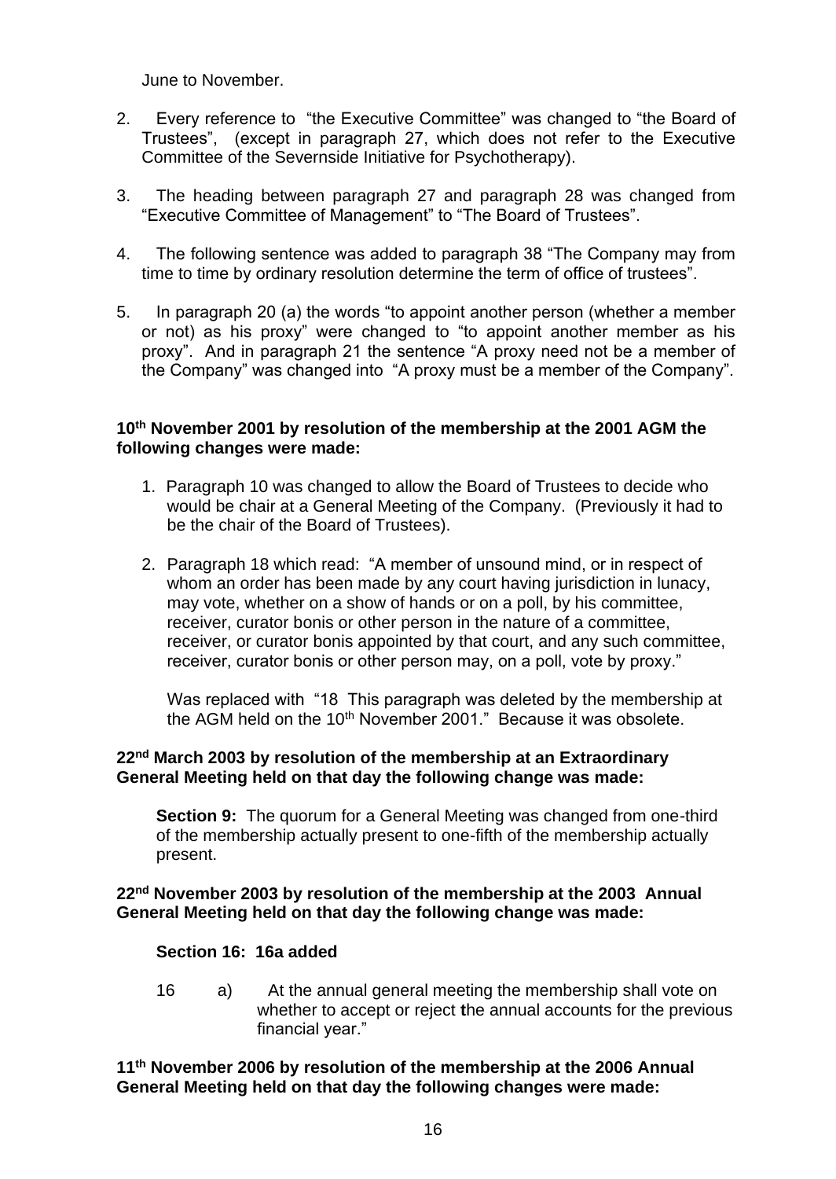June to November.

2. Every reference to "the Executive Committee" was changed to "the Board of Trustees", (except in paragraph 27, which does not refer to the Executive Committee of the Severnside Initiative for Psychotherapy).

3. The heading between paragraph 27 and paragraph 28 was changed from "Executive Committee of Management" to "The Board of Trustees".

4. The following sentence was added to paragraph 38 "The Company may from time to time by ordinary resolution determine the term of office of trustees".

5. In paragraph 20 (a) the words "to appoint another person (whether a member or not) as his proxy" were changed to "to appoint another member as his proxy". And in paragraph 21 the sentence "A proxy need not be a member of the Company" was changed into "A proxy must be a member of the Company".

**10th November 2001 by resolution of the membership at the 2001 AGM the following changes were made:**

1. Paragraph 10 was changed to allow the Board of Trustees to decide who would be chair at a General Meeting of the Company. (Previously it had to be the chair of the Board of Trustees).

2. Paragraph 18 which read: "A member of unsound mind, or in respect of whom an order has been made by any court having jurisdiction in lunacy, may vote, whether on a show of hands or on a poll, by his committee, receiver, curator bonis or other person in the nature of a committee, receiver, or curator bonis appointed by that court, and any such committee, receiver, curator bonis or other person may, on a poll, vote by proxy."

   Was replaced with "18 This paragraph was deleted by the membership at the AGM held on the 10th November 2001." Because it was obsolete.

**22nd March 2003 by resolution of the membership at an Extraordinary General Meeting held on that day the following change was made:**

**Section 9:** The quorum for a General Meeting was changed from one-third of the membership actually present to one-fifth of the membership actually present.

**22nd November 2003 by resolution of the membership at the 2003 Annual General Meeting held on that day the following change was made:**

**Section 16: 16a added**

16 a) At the annual general meeting the membership shall vote on whether to accept or reject the annual accounts for the previous financial year."

**11th November 2006 by resolution of the membership at the 2006 Annual General Meeting held on that day the following changes were made:**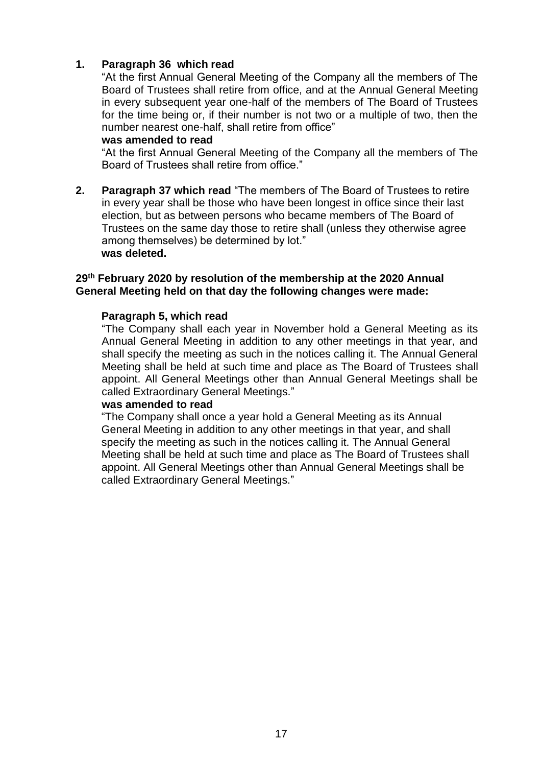1. **Paragraph 36 which read**

   "At the first Annual General Meeting of the Company all the members of The Board of Trustees shall retire from office, and at the Annual General Meeting in every subsequent year one-half of the members of The Board of Trustees for the time being or, if their number is not two or a multiple of two, then the number nearest one-half, shall retire from office"

   **was amended to read**

   "At the first Annual General Meeting of the Company all the members of The Board of Trustees shall retire from office."

2. **Paragraph 37 which read** "The members of The Board of Trustees to retire in every year shall be those who have been longest in office since their last election, but as between persons who became members of The Board of Trustees on the same day those to retire shall (unless they otherwise agree among themselves) be determined by lot."

   **was deleted.**

**29th February 2020 by resolution of the membership at the 2020 Annual General Meeting held on that day the following changes were made:**

**Paragraph 5, which read**

"The Company shall each year in November hold a General Meeting as its Annual General Meeting in addition to any other meetings in that year, and shall specify the meeting as such in the notices calling it. The Annual General Meeting shall be held at such time and place as The Board of Trustees shall appoint. All General Meetings other than Annual General Meetings shall be called Extraordinary General Meetings."

**was amended to read**

"The Company shall once a year hold a General Meeting as its Annual General Meeting in addition to any other meetings in that year, and shall specify the meeting as such in the notices calling it. The Annual General Meeting shall be held at such time and place as The Board of Trustees shall appoint. All General Meetings other than Annual General Meetings shall be called Extraordinary General Meetings."